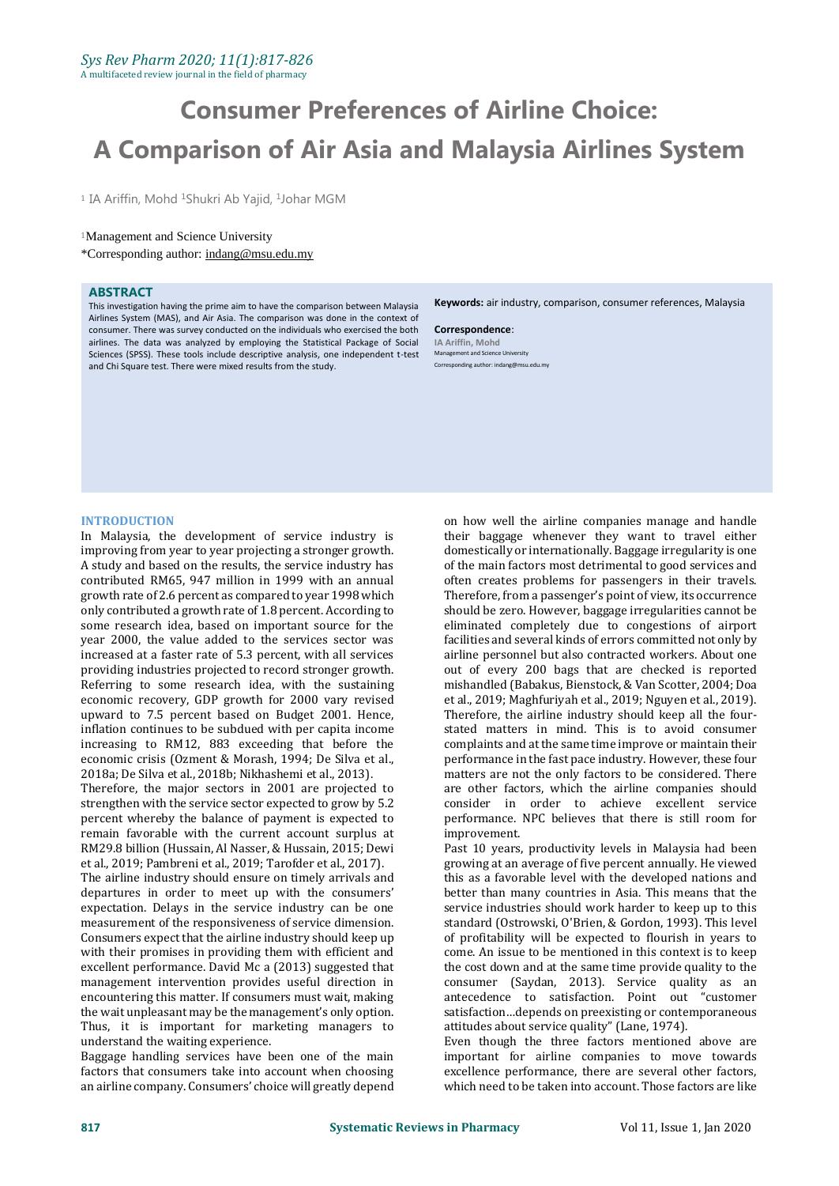# Consumer Preferences of Airline Choice: A Comparison of Air Asia and Malaysia Airlines System

[1] IA Ariffin, Mohd [1]Shukri Ab Yajid, [1]Johar MGM

[1]Management and Science University

*Corresponding author: indang@msu.edu.my

## ABSTRACT

This investigation having the prime aim to have the comparison between Malaysia Airlines System (MAS), and Air Asia. The comparison was done in the context of consumer. There was survey conducted on the individuals who exercised the both airlines. The data was analyzed by employing the Statistical Package of Social Sciences (SPSS). These tools include descriptive analysis, one independent t-test and Chi Square test. There were mixed results from the study.

**Keywords:** air industry, comparison, consumer references, Malaysia

**Correspondence**:
IA Ariffin, Mohd
Management and Science University
Corresponding author: indang@msu.edu.my

## INTRODUCTION

In Malaysia, the development of service industry is improving from year to year projecting a stronger growth. A study and based on the results, the service industry has contributed RM65, 947 million in 1999 with an annual growth rate of 2.6 percent as compared to year 1998 which only contributed a growth rate of 1.8 percent. According to some research idea, based on important source for the year 2000, the value added to the services sector was increased at a faster rate of 5.3 percent, with all services providing industries projected to record stronger growth. Referring to some research idea, with the sustaining economic recovery, GDP growth for 2000 vary revised upward to 7.5 percent based on Budget 2001. Hence, inflation continues to be subdued with per capita income increasing to RM12, 883 exceeding that before the economic crisis (Ozment & Morash, 1994; De Silva et al., 2018a; De Silva et al., 2018b; Nikhashemi et al., 2013).

Therefore, the major sectors in 2001 are projected to strengthen with the service sector expected to grow by 5.2 percent whereby the balance of payment is expected to remain favorable with the current account surplus at RM29.8 billion (Hussain, Al Nasser, & Hussain, 2015; Dewi et al., 2019; Pambreni et al., 2019; Tarofder et al., 2017).

The airline industry should ensure on timely arrivals and departures in order to meet up with the consumers' expectation. Delays in the service industry can be one measurement of the responsiveness of service dimension. Consumers expect that the airline industry should keep up with their promises in providing them with efficient and excellent performance. David Mc a (2013) suggested that management intervention provides useful direction in encountering this matter. If consumers must wait, making the wait unpleasant may be the management's only option. Thus, it is important for marketing managers to understand the waiting experience.

Baggage handling services have been one of the main factors that consumers take into account when choosing an airline company. Consumers' choice will greatly depend on how well the airline companies manage and handle their baggage whenever they want to travel either domestically or internationally. Baggage irregularity is one of the main factors most detrimental to good services and often creates problems for passengers in their travels. Therefore, from a passenger's point of view, its occurrence should be zero. However, baggage irregularities cannot be eliminated completely due to congestions of airport facilities and several kinds of errors committed not only by airline personnel but also contracted workers. About one out of every 200 bags that are checked is reported mishandled (Babakus, Bienstock, & Van Scotter, 2004; Doa et al., 2019; Maghfuriyah et al., 2019; Nguyen et al., 2019). Therefore, the airline industry should keep all the four-stated matters in mind. This is to avoid consumer complaints and at the same time improve or maintain their performance in the fast pace industry. However, these four matters are not the only factors to be considered. There are other factors, which the airline companies should consider in order to achieve excellent service performance. NPC believes that there is still room for improvement.

Past 10 years, productivity levels in Malaysia had been growing at an average of five percent annually. He viewed this as a favorable level with the developed nations and better than many countries in Asia. This means that the service industries should work harder to keep up to this standard (Ostrowski, O'Brien, & Gordon, 1993). This level of profitability will be expected to flourish in years to come. An issue to be mentioned in this context is to keep the cost down and at the same time provide quality to the consumer (Saydan, 2013). Service quality as an antecedence to satisfaction. Point out "customer satisfaction…depends on preexisting or contemporaneous attitudes about service quality" (Lane, 1974).

Even though the three factors mentioned above are important for airline companies to move towards excellence performance, there are several other factors, which need to be taken into account. Those factors are like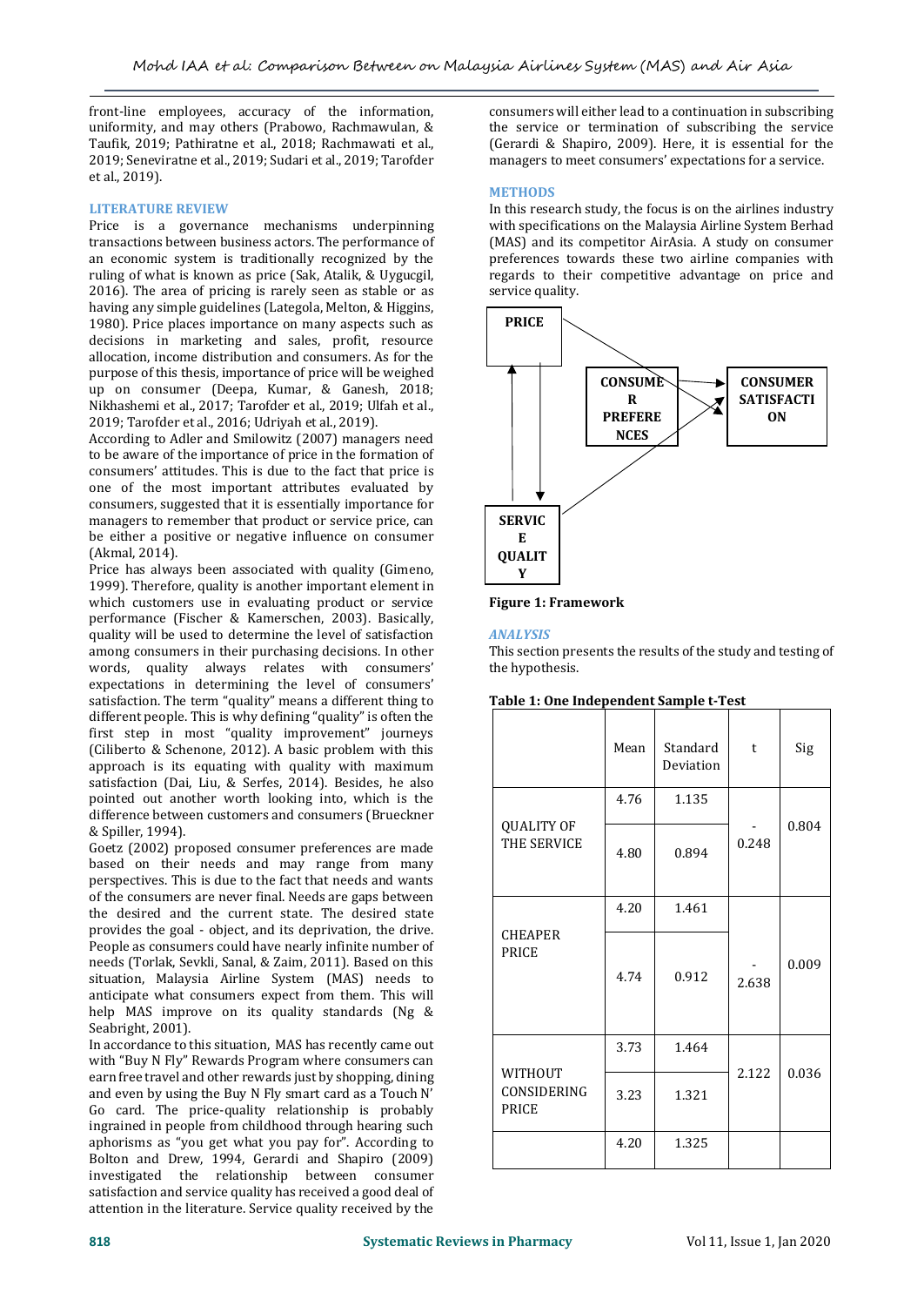front-line employees, accuracy of the information, uniformity, and may others (Prabowo, Rachmawulan, & Taufik, 2019; Pathiratne et al., 2018; Rachmawati et al., 2019; Seneviratne et al., 2019; Sudari et al., 2019; Tarofder et al., 2019).

## LITERATURE REVIEW

Price is a governance mechanisms underpinning transactions between business actors. The performance of an economic system is traditionally recognized by the ruling of what is known as price (Sak, Atalik, & Uygucgil, 2016). The area of pricing is rarely seen as stable or as having any simple guidelines (Lategola, Melton, & Higgins, 1980). Price places importance on many aspects such as decisions in marketing and sales, profit, resource allocation, income distribution and consumers. As for the purpose of this thesis, importance of price will be weighed up on consumer (Deepa, Kumar, & Ganesh, 2018; Nikhashemi et al., 2017; Tarofder et al., 2019; Ulfah et al., 2019; Tarofder et al., 2016; Udriyah et al., 2019).

According to Adler and Smilowitz (2007) managers need to be aware of the importance of price in the formation of consumers' attitudes. This is due to the fact that price is one of the most important attributes evaluated by consumers, suggested that it is essentially importance for managers to remember that product or service price, can be either a positive or negative influence on consumer (Akmal, 2014).

Price has always been associated with quality (Gimeno, 1999). Therefore, quality is another important element in which customers use in evaluating product or service performance (Fischer & Kamerschen, 2003). Basically, quality will be used to determine the level of satisfaction among consumers in their purchasing decisions. In other words, quality always relates with consumers' expectations in determining the level of consumers' satisfaction. The term "quality" means a different thing to different people. This is why defining "quality" is often the first step in most "quality improvement" journeys (Ciliberto & Schenone, 2012). A basic problem with this approach is its equating with quality with maximum satisfaction (Dai, Liu, & Serfes, 2014). Besides, he also pointed out another worth looking into, which is the difference between customers and consumers (Brueckner & Spiller, 1994).

Goetz (2002) proposed consumer preferences are made based on their needs and may range from many perspectives. This is due to the fact that needs and wants of the consumers are never final. Needs are gaps between the desired and the current state. The desired state provides the goal - object, and its deprivation, the drive. People as consumers could have nearly infinite number of needs (Torlak, Sevkli, Sanal, & Zaim, 2011). Based on this situation, Malaysia Airline System (MAS) needs to anticipate what consumers expect from them. This will help MAS improve on its quality standards (Ng & Seabright, 2001).

In accordance to this situation, MAS has recently came out with "Buy N Fly" Rewards Program where consumers can earn free travel and other rewards just by shopping, dining and even by using the Buy N Fly smart card as a Touch N' Go card. The price-quality relationship is probably ingrained in people from childhood through hearing such aphorisms as "you get what you pay for". According to Bolton and Drew, 1994, Gerardi and Shapiro (2009) investigated the relationship between consumer satisfaction and service quality has received a good deal of attention in the literature. Service quality received by the consumers will either lead to a continuation in subscribing the service or termination of subscribing the service (Gerardi & Shapiro, 2009). Here, it is essential for the managers to meet consumers' expectations for a service.

## METHODS

In this research study, the focus is on the airlines industry with specifications on the Malaysia Airline System Berhad (MAS) and its competitor AirAsia. A study on consumer preferences towards these two airline companies with regards to their competitive advantage on price and service quality.

PRICE

CONSUMER PREFERENCES

CONSUMER SATISFACTION

SERVICE QUALITY

**Figure 1: Framework**

## *ANALYSIS*

This section presents the results of the study and testing of the hypothesis.

**Table 1: One Independent Sample t-Test**

| | Mean | Standard Deviation | t | Sig |
|---|---|---|---|---|
| QUALITY OF THE SERVICE | 4.76 | 1.135 | -0.248 | 0.804 |
| | 4.80 | 0.894 | | |
| CHEAPER PRICE | 4.20 | 1.461 | -2.638 | 0.009 |
| | 4.74 | 0.912 | | |
| WITHOUT CONSIDERING PRICE | 3.73 | 1.464 | 2.122 | 0.036 |
| | 3.23 | 1.321 | | |
| | 4.20 | 1.325 | | |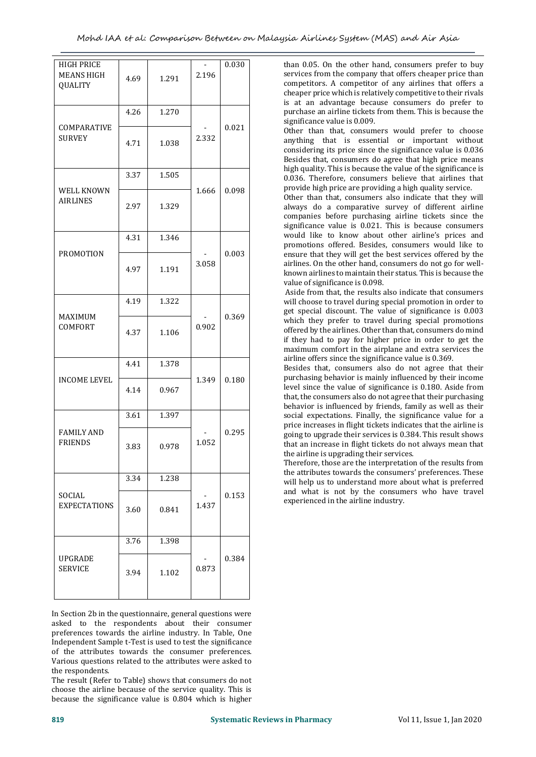| | | | | |
|---|---|---|---|---|
| HIGH PRICE MEANS HIGH QUALITY | 4.69 | 1.291 | -2.196 | 0.030 |
| COMPARATIVE SURVEY | 4.26 | 1.270 | -2.332 | 0.021 |
| | 4.71 | 1.038 | | |
| WELL KNOWN AIRLINES | 3.37 | 1.505 | 1.666 | 0.098 |
| | 2.97 | 1.329 | | |
| PROMOTION | 4.31 | 1.346 | -3.058 | 0.003 |
| | 4.97 | 1.191 | | |
| MAXIMUM COMFORT | 4.19 | 1.322 | -0.902 | 0.369 |
| | 4.37 | 1.106 | | |
| INCOME LEVEL | 4.41 | 1.378 | 1.349 | 0.180 |
| | 4.14 | 0.967 | | |
| FAMILY AND FRIENDS | 3.61 | 1.397 | -1.052 | 0.295 |
| | 3.83 | 0.978 | | |
| SOCIAL EXPECTATIONS | 3.34 | 1.238 | -1.437 | 0.153 |
| | 3.60 | 0.841 | | |
| UPGRADE SERVICE | 3.76 | 1.398 | -0.873 | 0.384 |
| | 3.94 | 1.102 | | |

In Section 2b in the questionnaire, general questions were asked to the respondents about their consumer preferences towards the airline industry. In Table, One Independent Sample t-Test is used to test the significance of the attributes towards the consumer preferences. Various questions related to the attributes were asked to the respondents.

The result (Refer to Table) shows that consumers do not choose the airline because of the service quality. This is because the significance value is 0.804 which is higher than 0.05. On the other hand, consumers prefer to buy services from the company that offers cheaper price than competitors. A competitor of any airlines that offers a cheaper price which is relatively competitive to their rivals is at an advantage because consumers do prefer to purchase an airline tickets from them. This is because the significance value is 0.009.

Other than that, consumers would prefer to choose anything that is essential or important without considering its price since the significance value is 0.036 Besides that, consumers do agree that high price means high quality. This is because the value of the significance is 0.036. Therefore, consumers believe that airlines that provide high price are providing a high quality service.

Other than that, consumers also indicate that they will always do a comparative survey of different airline companies before purchasing airline tickets since the significance value is 0.021. This is because consumers would like to know about other airline's prices and promotions offered. Besides, consumers would like to ensure that they will get the best services offered by the airlines. On the other hand, consumers do not go for well-known airlines to maintain their status. This is because the value of significance is 0.098.

Aside from that, the results also indicate that consumers will choose to travel during special promotion in order to get special discount. The value of significance is 0.003 which they prefer to travel during special promotions offered by the airlines. Other than that, consumers do mind if they had to pay for higher price in order to get the maximum comfort in the airplane and extra services the airline offers since the significance value is 0.369.

Besides that, consumers also do not agree that their purchasing behavior is mainly influenced by their income level since the value of significance is 0.180. Aside from that, the consumers also do not agree that their purchasing behavior is influenced by friends, family as well as their social expectations. Finally, the significance value for a price increases in flight tickets indicates that the airline is going to upgrade their services is 0.384. This result shows that an increase in flight tickets do not always mean that the airline is upgrading their services.

Therefore, those are the interpretation of the results from the attributes towards the consumers' preferences. These will help us to understand more about what is preferred and what is not by the consumers who have travel experienced in the airline industry.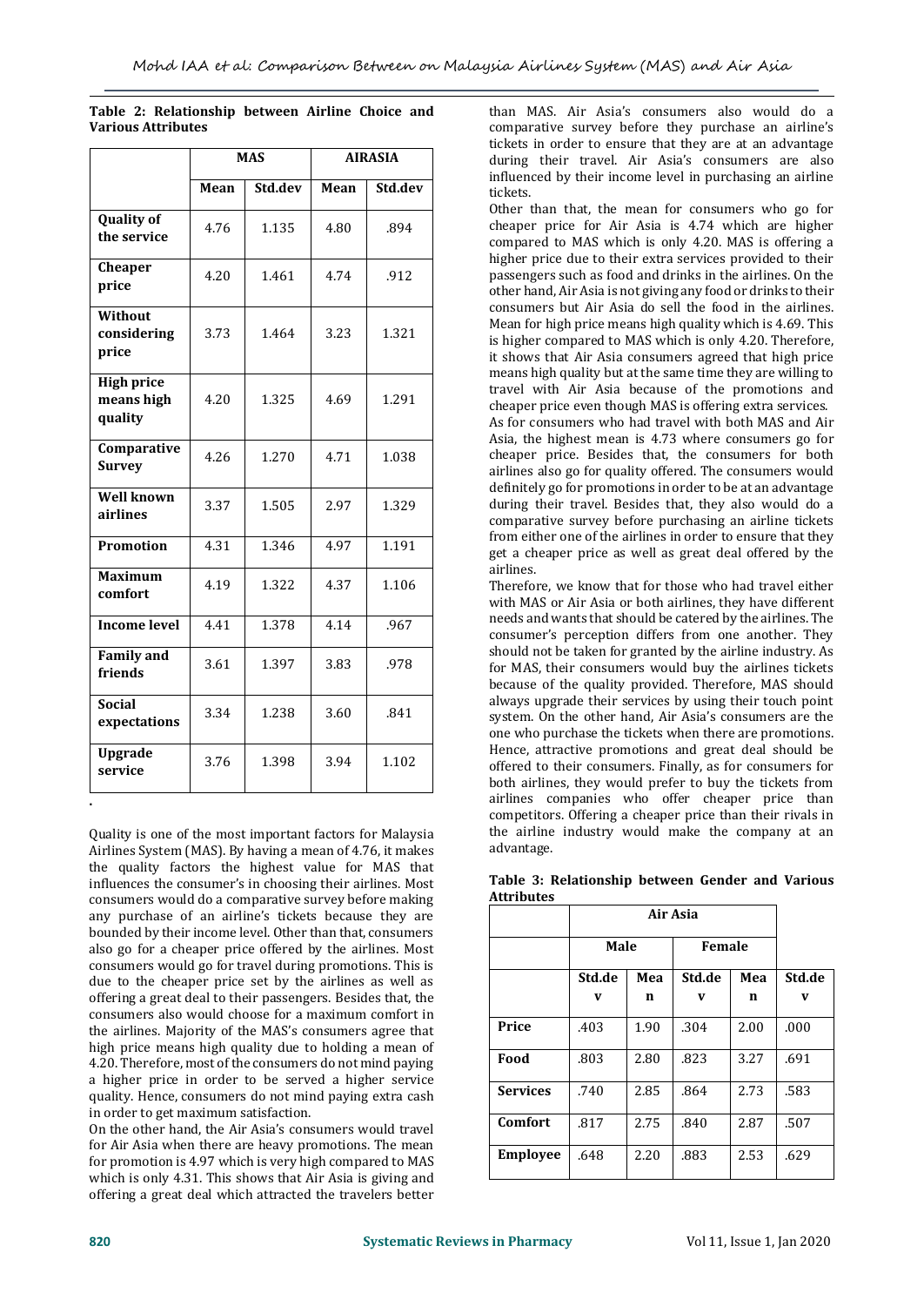**Table 2: Relationship between Airline Choice and Various Attributes**

| | MAS | | AIRASIA | |
|---|---|---|---|---|
| | Mean | Std.dev | Mean | Std.dev |
| Quality of the service | 4.76 | 1.135 | 4.80 | .894 |
| Cheaper price | 4.20 | 1.461 | 4.74 | .912 |
| Without considering price | 3.73 | 1.464 | 3.23 | 1.321 |
| High price means high quality | 4.20 | 1.325 | 4.69 | 1.291 |
| Comparative Survey | 4.26 | 1.270 | 4.71 | 1.038 |
| Well known airlines | 3.37 | 1.505 | 2.97 | 1.329 |
| Promotion | 4.31 | 1.346 | 4.97 | 1.191 |
| Maximum comfort | 4.19 | 1.322 | 4.37 | 1.106 |
| Income level | 4.41 | 1.378 | 4.14 | .967 |
| Family and friends | 3.61 | 1.397 | 3.83 | .978 |
| Social expectations | 3.34 | 1.238 | 3.60 | .841 |
| Upgrade service | 3.76 | 1.398 | 3.94 | 1.102 |

.

Quality is one of the most important factors for Malaysia Airlines System (MAS). By having a mean of 4.76, it makes the quality factors the highest value for MAS that influences the consumer's in choosing their airlines. Most consumers would do a comparative survey before making any purchase of an airline's tickets because they are bounded by their income level. Other than that, consumers also go for a cheaper price offered by the airlines. Most consumers would go for travel during promotions. This is due to the cheaper price set by the airlines as well as offering a great deal to their passengers. Besides that, the consumers also would choose for a maximum comfort in the airlines. Majority of the MAS's consumers agree that high price means high quality due to holding a mean of 4.20. Therefore, most of the consumers do not mind paying a higher price in order to be served a higher service quality. Hence, consumers do not mind paying extra cash in order to get maximum satisfaction.

On the other hand, the Air Asia's consumers would travel for Air Asia when there are heavy promotions. The mean for promotion is 4.97 which is very high compared to MAS which is only 4.31. This shows that Air Asia is giving and offering a great deal which attracted the travelers better than MAS. Air Asia's consumers also would do a comparative survey before they purchase an airline's tickets in order to ensure that they are at an advantage during their travel. Air Asia's consumers are also influenced by their income level in purchasing an airline tickets.

Other than that, the mean for consumers who go for cheaper price for Air Asia is 4.74 which are higher compared to MAS which is only 4.20. MAS is offering a higher price due to their extra services provided to their passengers such as food and drinks in the airlines. On the other hand, Air Asia is not giving any food or drinks to their consumers but Air Asia do sell the food in the airlines. Mean for high price means high quality which is 4.69. This is higher compared to MAS which is only 4.20. Therefore, it shows that Air Asia consumers agreed that high price means high quality but at the same time they are willing to travel with Air Asia because of the promotions and cheaper price even though MAS is offering extra services.

As for consumers who had travel with both MAS and Air Asia, the highest mean is 4.73 where consumers go for cheaper price. Besides that, the consumers for both airlines also go for quality offered. The consumers would definitely go for promotions in order to be at an advantage during their travel. Besides that, they also would do a comparative survey before purchasing an airline tickets from either one of the airlines in order to ensure that they get a cheaper price as well as great deal offered by the airlines.

Therefore, we know that for those who had travel either with MAS or Air Asia or both airlines, they have different needs and wants that should be catered by the airlines. The consumer's perception differs from one another. They should not be taken for granted by the airline industry. As for MAS, their consumers would buy the airlines tickets because of the quality provided. Therefore, MAS should always upgrade their services by using their touch point system. On the other hand, Air Asia's consumers are the one who purchase the tickets when there are promotions. Hence, attractive promotions and great deal should be offered to their consumers. Finally, as for consumers for both airlines, they would prefer to buy the tickets from airlines companies who offer cheaper price than competitors. Offering a cheaper price than their rivals in the airline industry would make the company at an advantage.

**Table 3: Relationship between Gender and Various Attributes**

| | Air Asia | | | | |
|---|---|---|---|---|---|
| | Male | | Female | | |
| | Std.dev | Mean | Std.dev | Mean | Std.dev |
| Price | .403 | 1.90 | .304 | 2.00 | .000 |
| Food | .803 | 2.80 | .823 | 3.27 | .691 |
| Services | .740 | 2.85 | .864 | 2.73 | .583 |
| Comfort | .817 | 2.75 | .840 | 2.87 | .507 |
| Employee | .648 | 2.20 | .883 | 2.53 | .629 |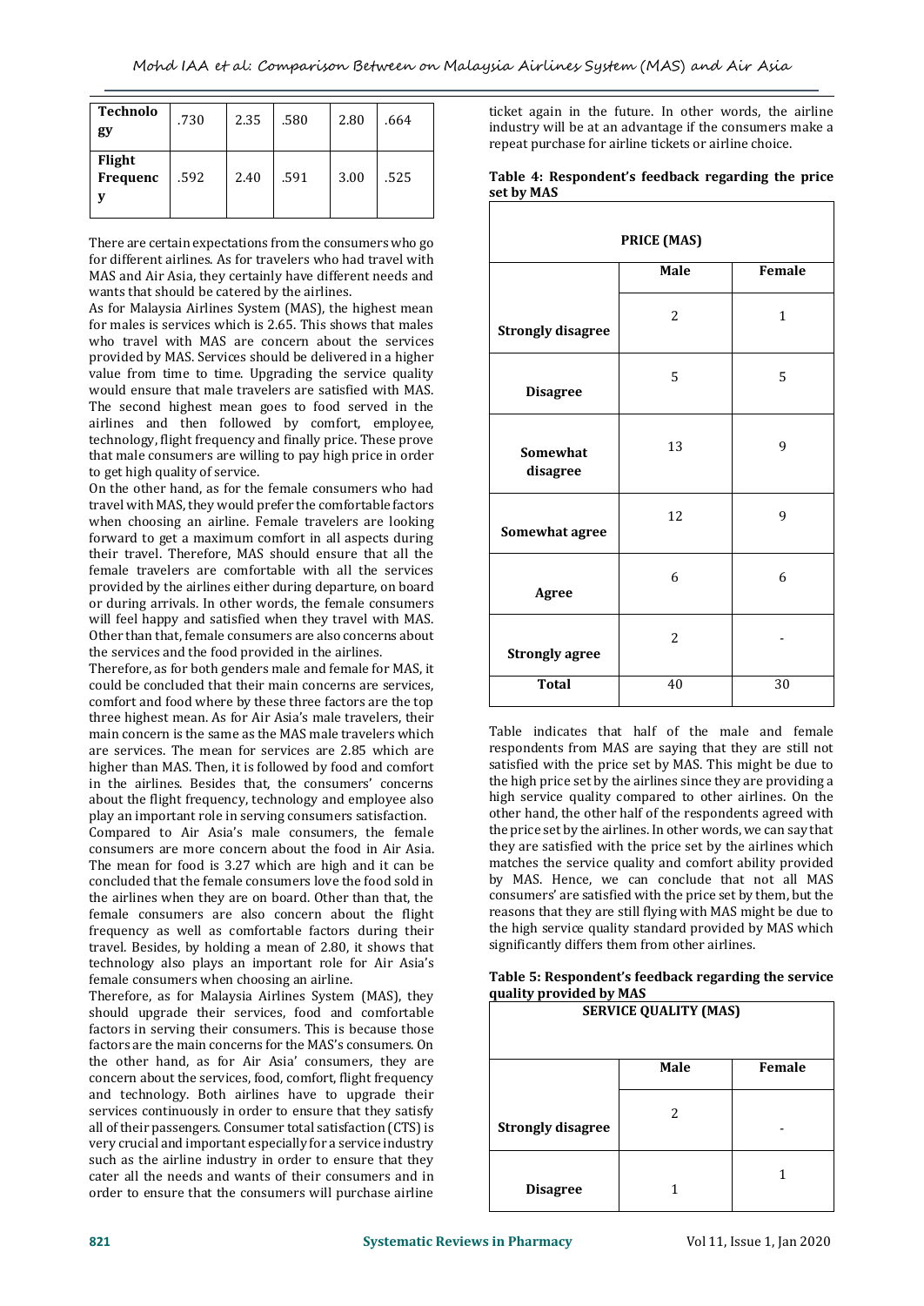| Technology | .730 | 2.35 | .580 | 2.80 | .664 |
|---|---|---|---|---|---|
| Flight Frequency | .592 | 2.40 | .591 | 3.00 | .525 |

There are certain expectations from the consumers who go for different airlines. As for travelers who had travel with MAS and Air Asia, they certainly have different needs and wants that should be catered by the airlines.

As for Malaysia Airlines System (MAS), the highest mean for males is services which is 2.65. This shows that males who travel with MAS are concern about the services provided by MAS. Services should be delivered in a higher value from time to time. Upgrading the service quality would ensure that male travelers are satisfied with MAS. The second highest mean goes to food served in the airlines and then followed by comfort, employee, technology, flight frequency and finally price. These prove that male consumers are willing to pay high price in order to get high quality of service.

On the other hand, as for the female consumers who had travel with MAS, they would prefer the comfortable factors when choosing an airline. Female travelers are looking forward to get a maximum comfort in all aspects during their travel. Therefore, MAS should ensure that all the female travelers are comfortable with all the services provided by the airlines either during departure, on board or during arrivals. In other words, the female consumers will feel happy and satisfied when they travel with MAS. Other than that, female consumers are also concerns about the services and the food provided in the airlines.

Therefore, as for both genders male and female for MAS, it could be concluded that their main concerns are services, comfort and food where by these three factors are the top three highest mean. As for Air Asia's male travelers, their main concern is the same as the MAS male travelers which are services. The mean for services are 2.85 which are higher than MAS. Then, it is followed by food and comfort in the airlines. Besides that, the consumers' concerns about the flight frequency, technology and employee also play an important role in serving consumers satisfaction.

Compared to Air Asia's male consumers, the female consumers are more concern about the food in Air Asia. The mean for food is 3.27 which are high and it can be concluded that the female consumers love the food sold in the airlines when they are on board. Other than that, the female consumers are also concern about the flight frequency as well as comfortable factors during their travel. Besides, by holding a mean of 2.80, it shows that technology also plays an important role for Air Asia's female consumers when choosing an airline.

Therefore, as for Malaysia Airlines System (MAS), they should upgrade their services, food and comfortable factors in serving their consumers. This is because those factors are the main concerns for the MAS's consumers. On the other hand, as for Air Asia' consumers, they are concern about the services, food, comfort, flight frequency and technology. Both airlines have to upgrade their services continuously in order to ensure that they satisfy all of their passengers. Consumer total satisfaction (CTS) is very crucial and important especially for a service industry such as the airline industry in order to ensure that they cater all the needs and wants of their consumers and in order to ensure that the consumers will purchase airline ticket again in the future. In other words, the airline industry will be at an advantage if the consumers make a repeat purchase for airline tickets or airline choice.

**Table 4: Respondent's feedback regarding the price set by MAS**

| PRICE (MAS) | Male | Female |
|---|---|---|
| Strongly disagree | 2 | 1 |
| Disagree | 5 | 5 |
| Somewhat disagree | 13 | 9 |
| Somewhat agree | 12 | 9 |
| Agree | 6 | 6 |
| Strongly agree | 2 | - |
| Total | 40 | 30 |

Table indicates that half of the male and female respondents from MAS are saying that they are still not satisfied with the price set by MAS. This might be due to the high price set by the airlines since they are providing a high service quality compared to other airlines. On the other hand, the other half of the respondents agreed with the price set by the airlines. In other words, we can say that they are satisfied with the price set by the airlines which matches the service quality and comfort ability provided by MAS. Hence, we can conclude that not all MAS consumers' are satisfied with the price set by them, but the reasons that they are still flying with MAS might be due to the high service quality standard provided by MAS which significantly differs them from other airlines.

**Table 5: Respondent's feedback regarding the service quality provided by MAS**

| SERVICE QUALITY (MAS) | Male | Female |
|---|---|---|
| Strongly disagree | 2 | - |
| Disagree | 1 | 1 |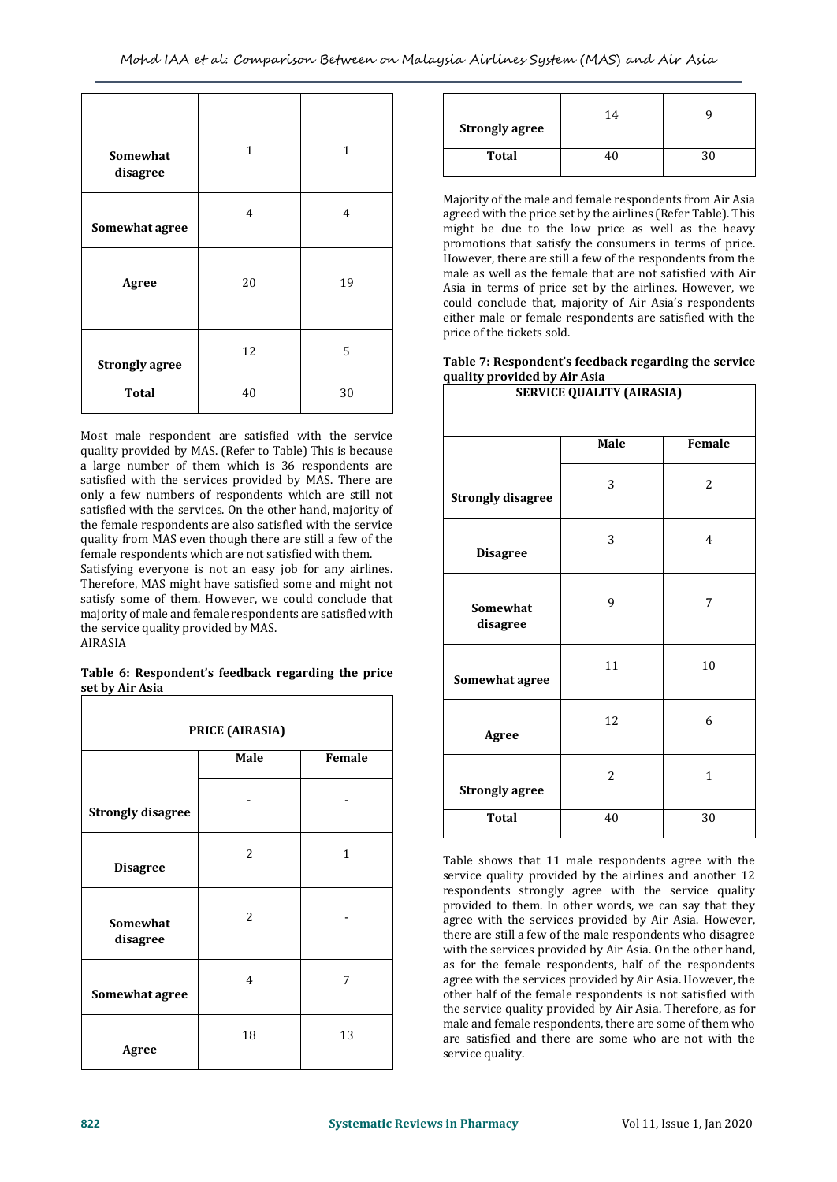| | | |
|---|---|---|
| Somewhat disagree | 1 | 1 |
| Somewhat agree | 4 | 4 |
| Agree | 20 | 19 |
| Strongly agree | 12 | 5 |
| **Total** | 40 | 30 |

Most male respondent are satisfied with the service quality provided by MAS. (Refer to Table) This is because a large number of them which is 36 respondents are satisfied with the services provided by MAS. There are only a few numbers of respondents which are still not satisfied with the services. On the other hand, majority of the female respondents are also satisfied with the service quality from MAS even though there are still a few of the female respondents which are not satisfied with them.
Satisfying everyone is not an easy job for any airlines. Therefore, MAS might have satisfied some and might not satisfy some of them. However, we could conclude that majority of male and female respondents are satisfied with the service quality provided by MAS.
AIRASIA

**Table 6: Respondent's feedback regarding the price set by Air Asia**

| PRICE (AIRASIA) | | |
|---|---|---|
| | **Male** | **Female** |
| **Strongly disagree** | - | - |
| **Disagree** | 2 | 1 |
| **Somewhat disagree** | 2 | - |
| **Somewhat agree** | 4 | 7 |
| **Agree** | 18 | 13 |
| **Strongly agree** | 14 | 9 |
| **Total** | 40 | 30 |

Majority of the male and female respondents from Air Asia agreed with the price set by the airlines (Refer Table). This might be due to the low price as well as the heavy promotions that satisfy the consumers in terms of price. However, there are still a few of the respondents from the male as well as the female that are not satisfied with Air Asia in terms of price set by the airlines. However, we could conclude that, majority of Air Asia's respondents either male or female respondents are satisfied with the price of the tickets sold.

**Table 7: Respondent's feedback regarding the service quality provided by Air Asia**

| SERVICE QUALITY (AIRASIA) | | |
|---|---|---|
| | **Male** | **Female** |
| **Strongly disagree** | 3 | 2 |
| **Disagree** | 3 | 4 |
| **Somewhat disagree** | 9 | 7 |
| **Somewhat agree** | 11 | 10 |
| **Agree** | 12 | 6 |
| **Strongly agree** | 2 | 1 |
| **Total** | 40 | 30 |

Table shows that 11 male respondents agree with the service quality provided by the airlines and another 12 respondents strongly agree with the service quality provided to them. In other words, we can say that they agree with the services provided by Air Asia. However, there are still a few of the male respondents who disagree with the services provided by Air Asia. On the other hand, as for the female respondents, half of the respondents agree with the services provided by Air Asia. However, the other half of the female respondents is not satisfied with the service quality provided by Air Asia. Therefore, as for male and female respondents, there are some of them who are satisfied and there are some who are not with the service quality.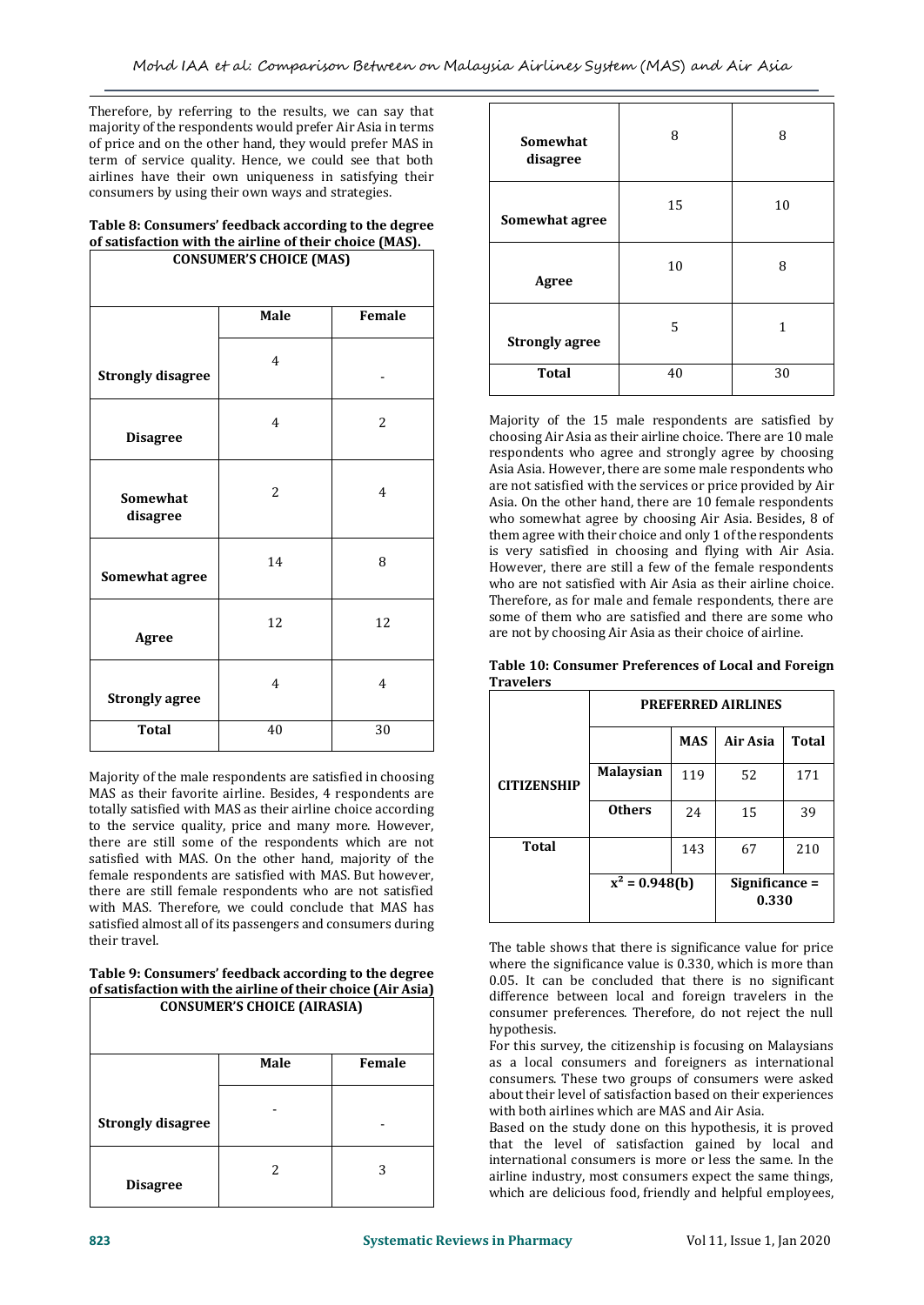Therefore, by referring to the results, we can say that majority of the respondents would prefer Air Asia in terms of price and on the other hand, they would prefer MAS in term of service quality. Hence, we could see that both airlines have their own uniqueness in satisfying their consumers by using their own ways and strategies.

**Table 8: Consumers' feedback according to the degree of satisfaction with the airline of their choice (MAS).**

| CONSUMER'S CHOICE (MAS) | | |
|---|---|---|
| | **Male** | **Female** |
| **Strongly disagree** | 4 | - |
| **Disagree** | 4 | 2 |
| **Somewhat disagree** | 2 | 4 |
| **Somewhat agree** | 14 | 8 |
| **Agree** | 12 | 12 |
| **Strongly agree** | 4 | 4 |
| **Total** | 40 | 30 |

Majority of the male respondents are satisfied in choosing MAS as their favorite airline. Besides, 4 respondents are totally satisfied with MAS as their airline choice according to the service quality, price and many more. However, there are still some of the respondents which are not satisfied with MAS. On the other hand, majority of the female respondents are satisfied with MAS. But however, there are still female respondents who are not satisfied with MAS. Therefore, we could conclude that MAS has satisfied almost all of its passengers and consumers during their travel.

**Table 9: Consumers' feedback according to the degree of satisfaction with the airline of their choice (Air Asia)**

| CONSUMER'S CHOICE (AIRASIA) | | |
|---|---|---|
| | **Male** | **Female** |
| **Strongly disagree** | - | - |
| **Disagree** | 2 | 3 |
| **Somewhat disagree** | 8 | 8 |
| **Somewhat agree** | 15 | 10 |
| **Agree** | 10 | 8 |
| **Strongly agree** | 5 | 1 |
| **Total** | 40 | 30 |

Majority of the 15 male respondents are satisfied by choosing Air Asia as their airline choice. There are 10 male respondents who agree and strongly agree by choosing Asia Asia. However, there are some male respondents who are not satisfied with the services or price provided by Air Asia. On the other hand, there are 10 female respondents who somewhat agree by choosing Air Asia. Besides, 8 of them agree with their choice and only 1 of the respondents is very satisfied in choosing and flying with Air Asia. However, there are still a few of the female respondents who are not satisfied with Air Asia as their airline choice. Therefore, as for male and female respondents, there are some of them who are satisfied and there are some who are not by choosing Air Asia as their choice of airline.

**Table 10: Consumer Preferences of Local and Foreign Travelers**

| | | PREFERRED AIRLINES | | |
|---|---|---|---|---|
| | | **MAS** | **Air Asia** | **Total** |
| **CITIZENSHIP** | **Malaysian** | 119 | 52 | 171 |
| | **Others** | 24 | 15 | 39 |
| **Total** | | 143 | 67 | 210 |
| | $x^2$ = 0.948(b) | | Significance = 0.330 | |

The table shows that there is significance value for price where the significance value is 0.330, which is more than 0.05. It can be concluded that there is no significant difference between local and foreign travelers in the consumer preferences. Therefore, do not reject the null hypothesis.

For this survey, the citizenship is focusing on Malaysians as a local consumers and foreigners as international consumers. These two groups of consumers were asked about their level of satisfaction based on their experiences with both airlines which are MAS and Air Asia.

Based on the study done on this hypothesis, it is proved that the level of satisfaction gained by local and international consumers is more or less the same. In the airline industry, most consumers expect the same things, which are delicious food, friendly and helpful employees,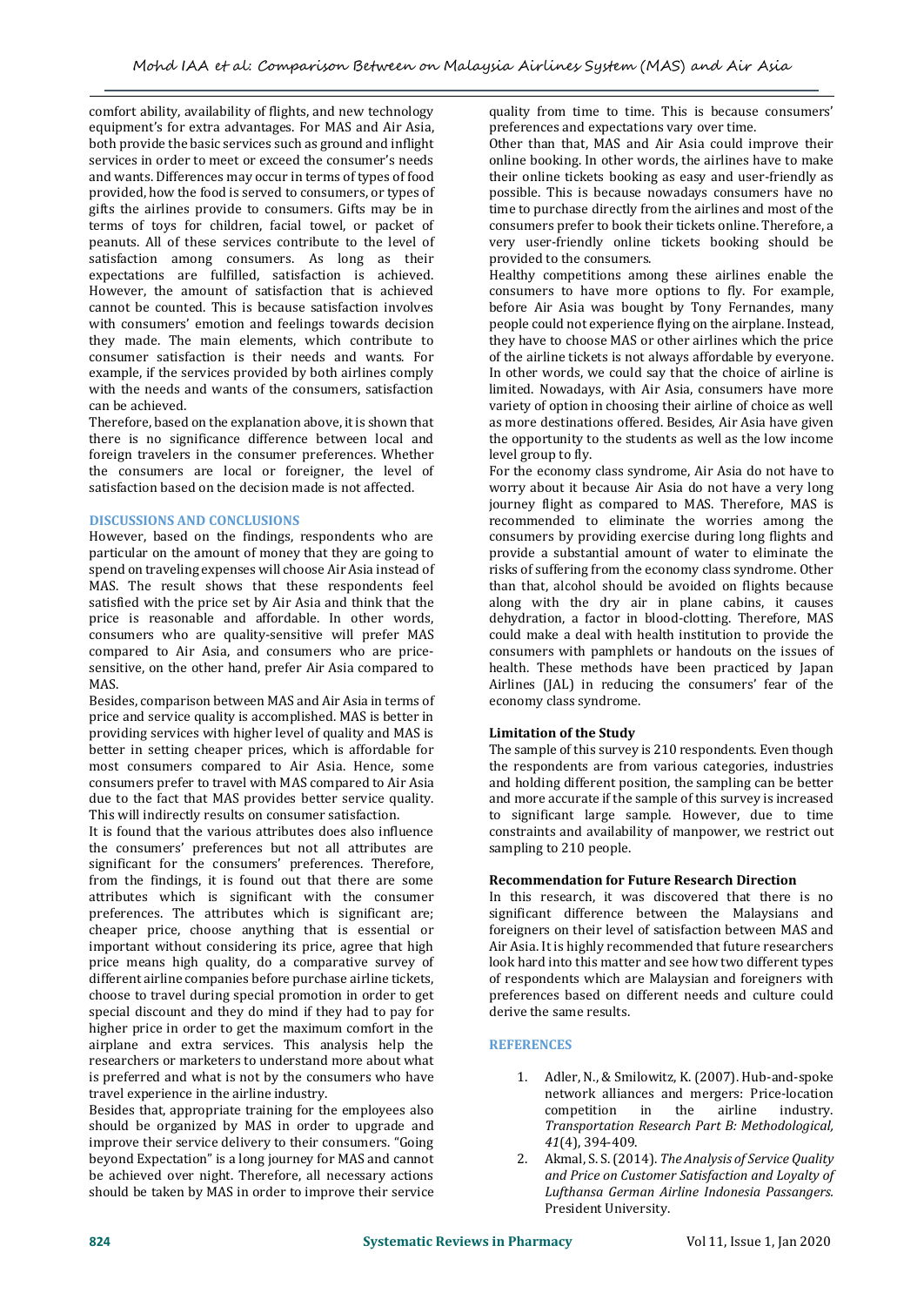comfort ability, availability of flights, and new technology equipment's for extra advantages. For MAS and Air Asia, both provide the basic services such as ground and inflight services in order to meet or exceed the consumer's needs and wants. Differences may occur in terms of types of food provided, how the food is served to consumers, or types of gifts the airlines provide to consumers. Gifts may be in terms of toys for children, facial towel, or packet of peanuts. All of these services contribute to the level of satisfaction among consumers. As long as their expectations are fulfilled, satisfaction is achieved. However, the amount of satisfaction that is achieved cannot be counted. This is because satisfaction involves with consumers' emotion and feelings towards decision they made. The main elements, which contribute to consumer satisfaction is their needs and wants. For example, if the services provided by both airlines comply with the needs and wants of the consumers, satisfaction can be achieved.

Therefore, based on the explanation above, it is shown that there is no significance difference between local and foreign travelers in the consumer preferences. Whether the consumers are local or foreigner, the level of satisfaction based on the decision made is not affected.

## DISCUSSIONS AND CONCLUSIONS

However, based on the findings, respondents who are particular on the amount of money that they are going to spend on traveling expenses will choose Air Asia instead of MAS. The result shows that these respondents feel satisfied with the price set by Air Asia and think that the price is reasonable and affordable. In other words, consumers who are quality-sensitive will prefer MAS compared to Air Asia, and consumers who are price-sensitive, on the other hand, prefer Air Asia compared to MAS.

Besides, comparison between MAS and Air Asia in terms of price and service quality is accomplished. MAS is better in providing services with higher level of quality and MAS is better in setting cheaper prices, which is affordable for most consumers compared to Air Asia. Hence, some consumers prefer to travel with MAS compared to Air Asia due to the fact that MAS provides better service quality. This will indirectly results on consumer satisfaction.

It is found that the various attributes does also influence the consumers' preferences but not all attributes are significant for the consumers' preferences. Therefore, from the findings, it is found out that there are some attributes which is significant with the consumer preferences. The attributes which is significant are; cheaper price, choose anything that is essential or important without considering its price, agree that high price means high quality, do a comparative survey of different airline companies before purchase airline tickets, choose to travel during special promotion in order to get special discount and they do mind if they had to pay for higher price in order to get the maximum comfort in the airplane and extra services. This analysis help the researchers or marketers to understand more about what is preferred and what is not by the consumers who have travel experience in the airline industry.

Besides that, appropriate training for the employees also should be organized by MAS in order to upgrade and improve their service delivery to their consumers. "Going beyond Expectation" is a long journey for MAS and cannot be achieved over night. Therefore, all necessary actions should be taken by MAS in order to improve their service quality from time to time. This is because consumers' preferences and expectations vary over time.

Other than that, MAS and Air Asia could improve their online booking. In other words, the airlines have to make their online tickets booking as easy and user-friendly as possible. This is because nowadays consumers have no time to purchase directly from the airlines and most of the consumers prefer to book their tickets online. Therefore, a very user-friendly online tickets booking should be provided to the consumers.

Healthy competitions among these airlines enable the consumers to have more options to fly. For example, before Air Asia was bought by Tony Fernandes, many people could not experience flying on the airplane. Instead, they have to choose MAS or other airlines which the price of the airline tickets is not always affordable by everyone. In other words, we could say that the choice of airline is limited. Nowadays, with Air Asia, consumers have more variety of option in choosing their airline of choice as well as more destinations offered. Besides, Air Asia have given the opportunity to the students as well as the low income level group to fly.

For the economy class syndrome, Air Asia do not have to worry about it because Air Asia do not have a very long journey flight as compared to MAS. Therefore, MAS is recommended to eliminate the worries among the consumers by providing exercise during long flights and provide a substantial amount of water to eliminate the risks of suffering from the economy class syndrome. Other than that, alcohol should be avoided on flights because along with the dry air in plane cabins, it causes dehydration, a factor in blood-clotting. Therefore, MAS could make a deal with health institution to provide the consumers with pamphlets or handouts on the issues of health. These methods have been practiced by Japan Airlines (JAL) in reducing the consumers' fear of the economy class syndrome.

### Limitation of the Study

The sample of this survey is 210 respondents. Even though the respondents are from various categories, industries and holding different position, the sampling can be better and more accurate if the sample of this survey is increased to significant large sample. However, due to time constraints and availability of manpower, we restrict out sampling to 210 people.

### Recommendation for Future Research Direction

In this research, it was discovered that there is no significant difference between the Malaysians and foreigners on their level of satisfaction between MAS and Air Asia. It is highly recommended that future researchers look hard into this matter and see how two different types of respondents which are Malaysian and foreigners with preferences based on different needs and culture could derive the same results.

## REFERENCES

1. Adler, N., & Smilowitz, K. (2007). Hub-and-spoke network alliances and mergers: Price-location competition in the airline industry. *Transportation Research Part B: Methodological, 41*(4), 394-409.
2. Akmal, S. S. (2014). *The Analysis of Service Quality and Price on Customer Satisfaction and Loyalty of Lufthansa German Airline Indonesia Passangers.* President University.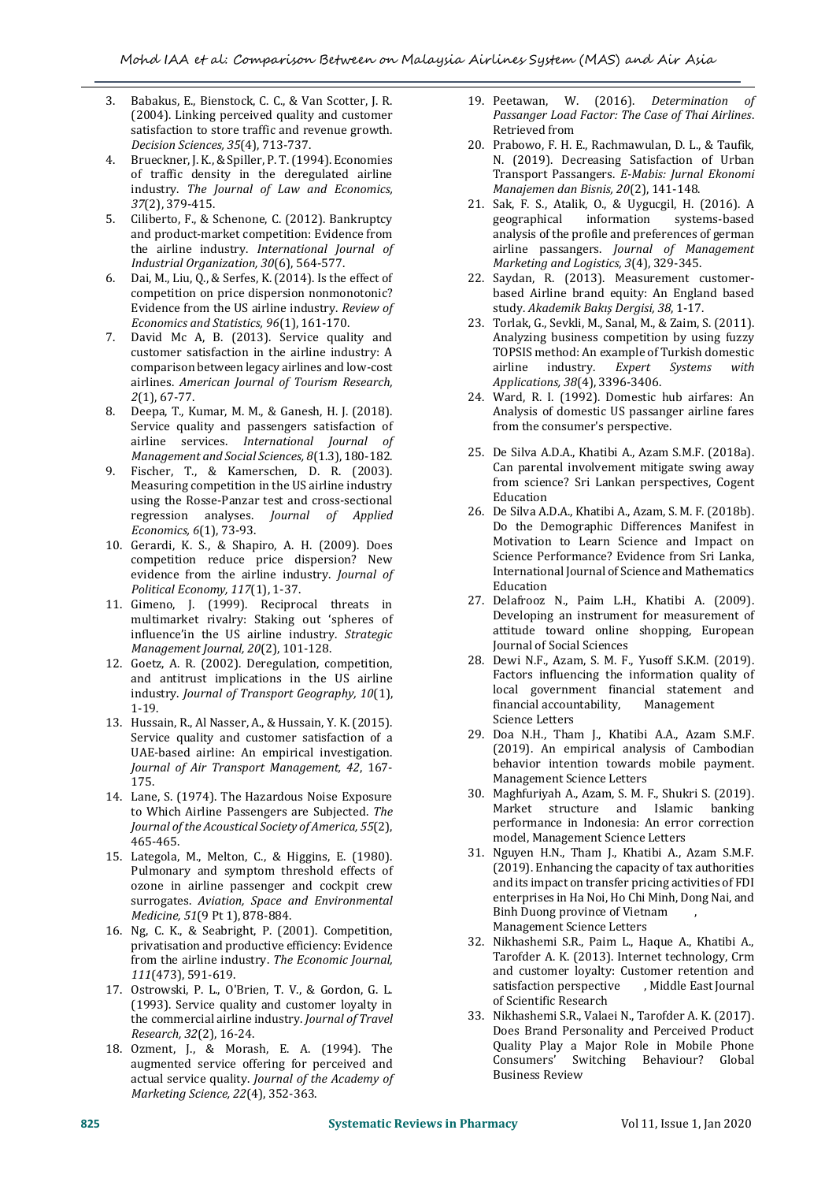3. Babakus, E., Bienstock, C. C., & Van Scotter, J. R. (2004). Linking perceived quality and customer satisfaction to store traffic and revenue growth. *Decision Sciences, 35*(4), 713-737.
4. Brueckner, J. K., & Spiller, P. T. (1994). Economies of traffic density in the deregulated airline industry. *The Journal of Law and Economics, 37*(2), 379-415.
5. Ciliberto, F., & Schenone, C. (2012). Bankruptcy and product-market competition: Evidence from the airline industry. *International Journal of Industrial Organization, 30*(6), 564-577.
6. Dai, M., Liu, Q., & Serfes, K. (2014). Is the effect of competition on price dispersion nonmonotonic? Evidence from the US airline industry. *Review of Economics and Statistics, 96*(1), 161-170.
7. David Mc A, B. (2013). Service quality and customer satisfaction in the airline industry: A comparison between legacy airlines and low-cost airlines. *American Journal of Tourism Research, 2*(1), 67-77.
8. Deepa, T., Kumar, M. M., & Ganesh, H. J. (2018). Service quality and passengers satisfaction of airline services. *International Journal of Management and Social Sciences, 8*(1.3), 180-182.
9. Fischer, T., & Kamerschen, D. R. (2003). Measuring competition in the US airline industry using the Rosse-Panzar test and cross-sectional regression analyses. *Journal of Applied Economics, 6*(1), 73-93.
10. Gerardi, K. S., & Shapiro, A. H. (2009). Does competition reduce price dispersion? New evidence from the airline industry. *Journal of Political Economy, 117*(1), 1-37.
11. Gimeno, J. (1999). Reciprocal threats in multimarket rivalry: Staking out 'spheres of influence'in the US airline industry. *Strategic Management Journal, 20*(2), 101-128.
12. Goetz, A. R. (2002). Deregulation, competition, and antitrust implications in the US airline industry. *Journal of Transport Geography, 10*(1), 1-19.
13. Hussain, R., Al Nasser, A., & Hussain, Y. K. (2015). Service quality and customer satisfaction of a UAE-based airline: An empirical investigation. *Journal of Air Transport Management, 42*, 167-175.
14. Lane, S. (1974). The Hazardous Noise Exposure to Which Airline Passengers are Subjected. *The Journal of the Acoustical Society of America, 55*(2), 465-465.
15. Lategola, M., Melton, C., & Higgins, E. (1980). Pulmonary and symptom threshold effects of ozone in airline passenger and cockpit crew surrogates. *Aviation, Space and Environmental Medicine, 51*(9 Pt 1), 878-884.
16. Ng, C. K., & Seabright, P. (2001). Competition, privatisation and productive efficiency: Evidence from the airline industry. *The Economic Journal, 111*(473), 591-619.
17. Ostrowski, P. L., O'Brien, T. V., & Gordon, G. L. (1993). Service quality and customer loyalty in the commercial airline industry. *Journal of Travel Research, 32*(2), 16-24.
18. Ozment, J., & Morash, E. A. (1994). The augmented service offering for perceived and actual service quality. *Journal of the Academy of Marketing Science, 22*(4), 352-363.
19. Peetawan, W. (2016). *Determination of Passanger Load Factor: The Case of Thai Airlines*. Retrieved from
20. Prabowo, F. H. E., Rachmawulan, D. L., & Taufik, N. (2019). Decreasing Satisfaction of Urban Transport Passangers. *E-Mabis: Jurnal Ekonomi Manajemen dan Bisnis, 20*(2), 141-148.
21. Sak, F. S., Atalik, O., & Uygucgil, H. (2016). A geographical information systems-based analysis of the profile and preferences of german airline passangers. *Journal of Management Marketing and Logistics, 3*(4), 329-345.
22. Saydan, R. (2013). Measurement customer-based Airline brand equity: An England based study. *Akademik Bakış Dergisi, 38*, 1-17.
23. Torlak, G., Sevkli, M., Sanal, M., & Zaim, S. (2011). Analyzing business competition by using fuzzy TOPSIS method: An example of Turkish domestic airline industry. *Expert Systems with Applications, 38*(4), 3396-3406.
24. Ward, R. I. (1992). Domestic hub airfares: An Analysis of domestic US passanger airline fares from the consumer's perspective.
25. De Silva A.D.A., Khatibi A., Azam S.M.F. (2018a). Can parental involvement mitigate swing away from science? Sri Lankan perspectives, Cogent Education
26. De Silva A.D.A., Khatibi A., Azam, S. M. F. (2018b). Do the Demographic Differences Manifest in Motivation to Learn Science and Impact on Science Performance? Evidence from Sri Lanka, International Journal of Science and Mathematics Education
27. Delafrooz N., Paim L.H., Khatibi A. (2009). Developing an instrument for measurement of attitude toward online shopping, European Journal of Social Sciences
28. Dewi N.F., Azam, S. M. F., Yusoff S.K.M. (2019). Factors influencing the information quality of local government financial statement and financial accountability, Management Science Letters
29. Doa N.H., Tham J., Khatibi A.A., Azam S.M.F. (2019). An empirical analysis of Cambodian behavior intention towards mobile payment. Management Science Letters
30. Maghfuriyah A., Azam, S. M. F., Shukri S. (2019). Market structure and Islamic banking performance in Indonesia: An error correction model, Management Science Letters
31. Nguyen H.N., Tham J., Khatibi A., Azam S.M.F. (2019). Enhancing the capacity of tax authorities and its impact on transfer pricing activities of FDI enterprises in Ha Noi, Ho Chi Minh, Dong Nai, and Binh Duong province of Vietnam , Management Science Letters
32. Nikhashemi S.R., Paim L., Haque A., Khatibi A., Tarofder A. K. (2013). Internet technology, Crm and customer loyalty: Customer retention and satisfaction perspective , Middle East Journal of Scientific Research
33. Nikhashemi S.R., Valaei N., Tarofder A. K. (2017). Does Brand Personality and Perceived Product Quality Play a Major Role in Mobile Phone Consumers' Switching Behaviour? Global Business Review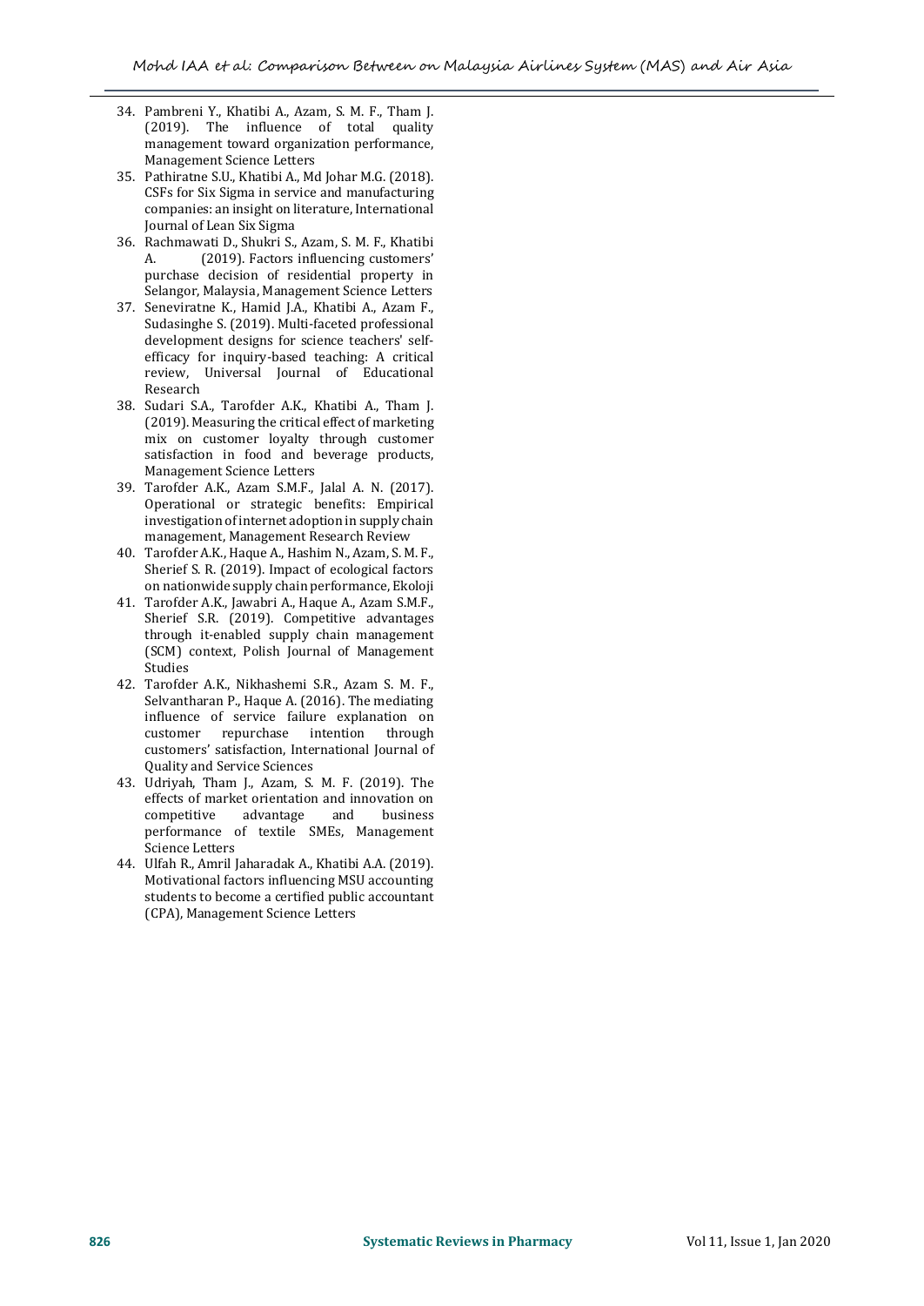34. Pambreni Y., Khatibi A., Azam, S. M. F., Tham J. (2019). The influence of total quality management toward organization performance, Management Science Letters
35. Pathiratne S.U., Khatibi A., Md Johar M.G. (2018). CSFs for Six Sigma in service and manufacturing companies: an insight on literature, International Journal of Lean Six Sigma
36. Rachmawati D., Shukri S., Azam, S. M. F., Khatibi A. (2019). Factors influencing customers' purchase decision of residential property in Selangor, Malaysia, Management Science Letters
37. Seneviratne K., Hamid J.A., Khatibi A., Azam F., Sudasinghe S. (2019). Multi-faceted professional development designs for science teachers' self-efficacy for inquiry-based teaching: A critical review, Universal Journal of Educational Research
38. Sudari S.A., Tarofder A.K., Khatibi A., Tham J. (2019). Measuring the critical effect of marketing mix on customer loyalty through customer satisfaction in food and beverage products, Management Science Letters
39. Tarofder A.K., Azam S.M.F., Jalal A. N. (2017). Operational or strategic benefits: Empirical investigation of internet adoption in supply chain management, Management Research Review
40. Tarofder A.K., Haque A., Hashim N., Azam, S. M. F., Sherief S. R. (2019). Impact of ecological factors on nationwide supply chain performance, Ekoloji
41. Tarofder A.K., Jawabri A., Haque A., Azam S.M.F., Sherief S.R. (2019). Competitive advantages through it-enabled supply chain management (SCM) context, Polish Journal of Management Studies
42. Tarofder A.K., Nikhashemi S.R., Azam S. M. F., Selvantharan P., Haque A. (2016). The mediating influence of service failure explanation on customer repurchase intention through customers' satisfaction, International Journal of Quality and Service Sciences
43. Udriyah, Tham J., Azam, S. M. F. (2019). The effects of market orientation and innovation on competitive advantage and business performance of textile SMEs, Management Science Letters
44. Ulfah R., Amril Jaharadak A., Khatibi A.A. (2019). Motivational factors influencing MSU accounting students to become a certified public accountant (CPA), Management Science Letters